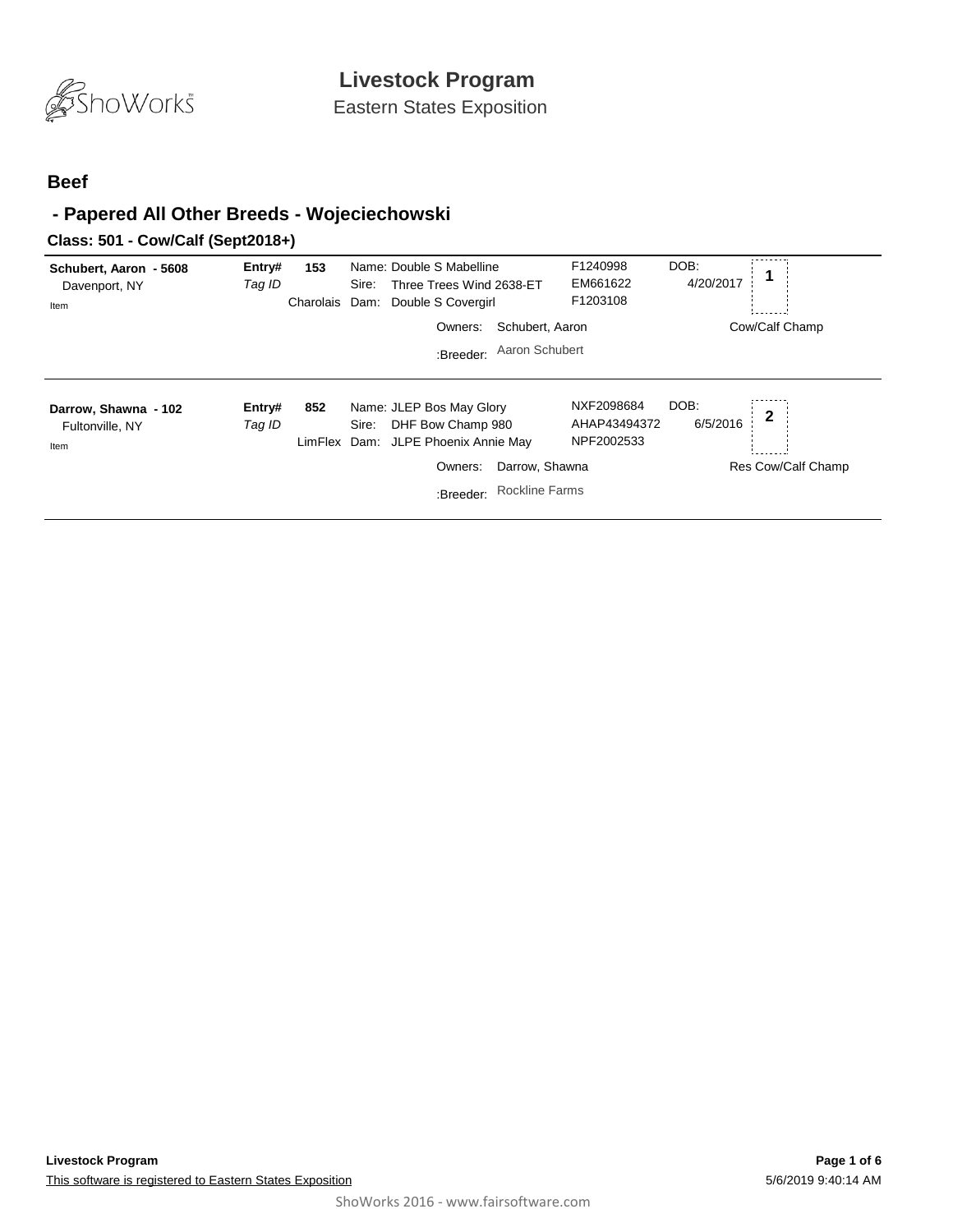# Livestock Program

Eastern States Exposition

## Beef

## - Papered All Other Breeds - Wojeciechowski

### Class: 501 - Cow/Calf (Sept2018+)

| Exhibitor | Entry# / Tag ID | Breed | Animal | Registration | DOB | Place | Award |
|---|---|---|---|---|---|---|---|
| **Schubert, Aaron - 5608**<br>Davenport, NY<br>Item | **Entry# 153**<br>*Tag ID* | Charolais | Name: Double S Mabelline<br>Sire: Three Trees Wind 2638-ET<br>Dam: Double S Covergirl<br>Owners: Schubert, Aaron<br>:Breeder: Aaron Schubert | F1240998<br>EM661622<br>F1203108 | 4/20/2017 | 1 | Cow/Calf Champ |
| **Darrow, Shawna - 102**<br>Fultonville, NY<br>Item | **Entry# 852**<br>*Tag ID* | LimFlex | Name: JLEP Bos May Glory<br>Sire: DHF Bow Champ 980<br>Dam: JLPE Phoenix Annie May<br>Owners: Darrow, Shawna<br>:Breeder: Rockline Farms | NXF2098684<br>AHAP43494372<br>NPF2002533 | 6/5/2016 | 2 | Res Cow/Calf Champ |

This software is registered to Eastern States Exposition

5/6/2019 9:40:14 AM

ShoWorks 2016 - www.fairsoftware.com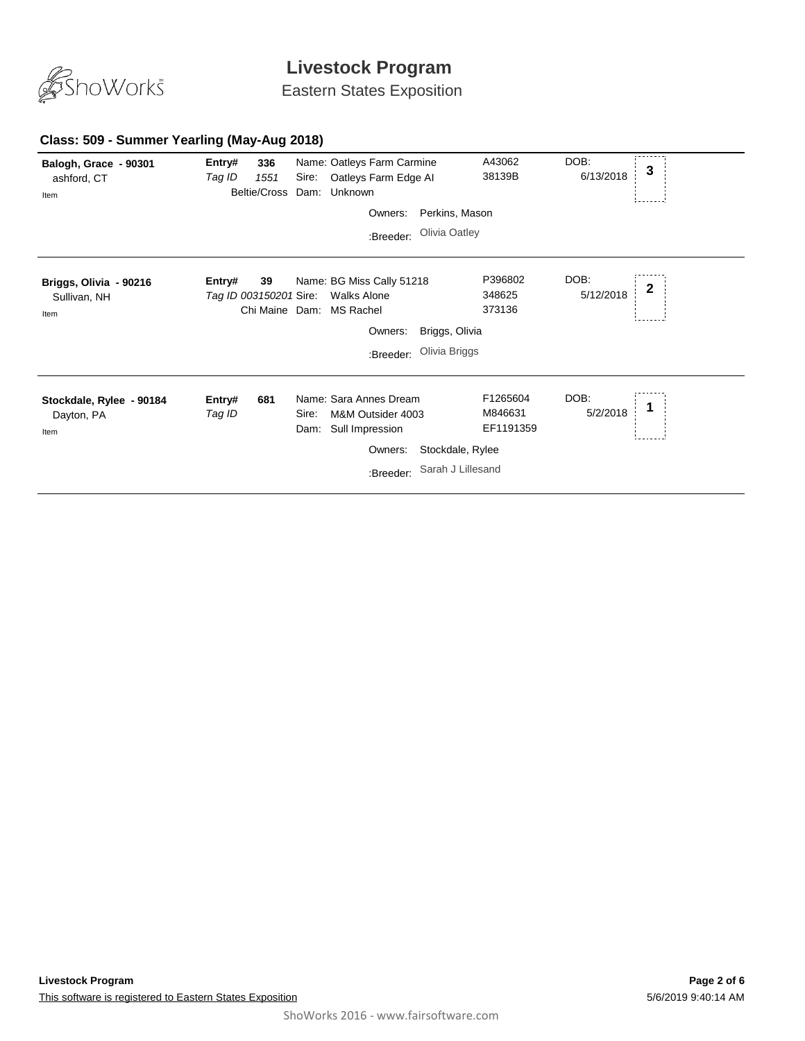# Livestock Program

Eastern States Exposition

## Class: 509 - Summer Yearling (May-Aug 2018)

**Balogh, Grace - 90301**
ashford, CT
Item

**Entry# 336**
*Tag ID 1551*
Beltie/Cross

Name: Oatleys Farm Carmine — A43062
Sire: Oatleys Farm Edge AI — 38139B
Dam: Unknown

DOB: 6/13/2018

**3**

Owners: Perkins, Mason
:Breeder: Olivia Oatley

---

**Briggs, Olivia - 90216**
Sullivan, NH
Item

**Entry# 39**
*Tag ID 003150201*
Chi Maine

Name: BG Miss Cally 51218 — P396802
Sire: Walks Alone — 348625
Dam: MS Rachel — 373136

DOB: 5/12/2018

**2**

Owners: Briggs, Olivia
:Breeder: Olivia Briggs

---

**Stockdale, Rylee - 90184**
Dayton, PA
Item

**Entry# 681**
*Tag ID*

Name: Sara Annes Dream — F1265604
Sire: M&M Outsider 4003 — M846631
Dam: Sull Impression — EF1191359

DOB: 5/2/2018

**1**

Owners: Stockdale, Rylee
:Breeder: Sarah J Lillesand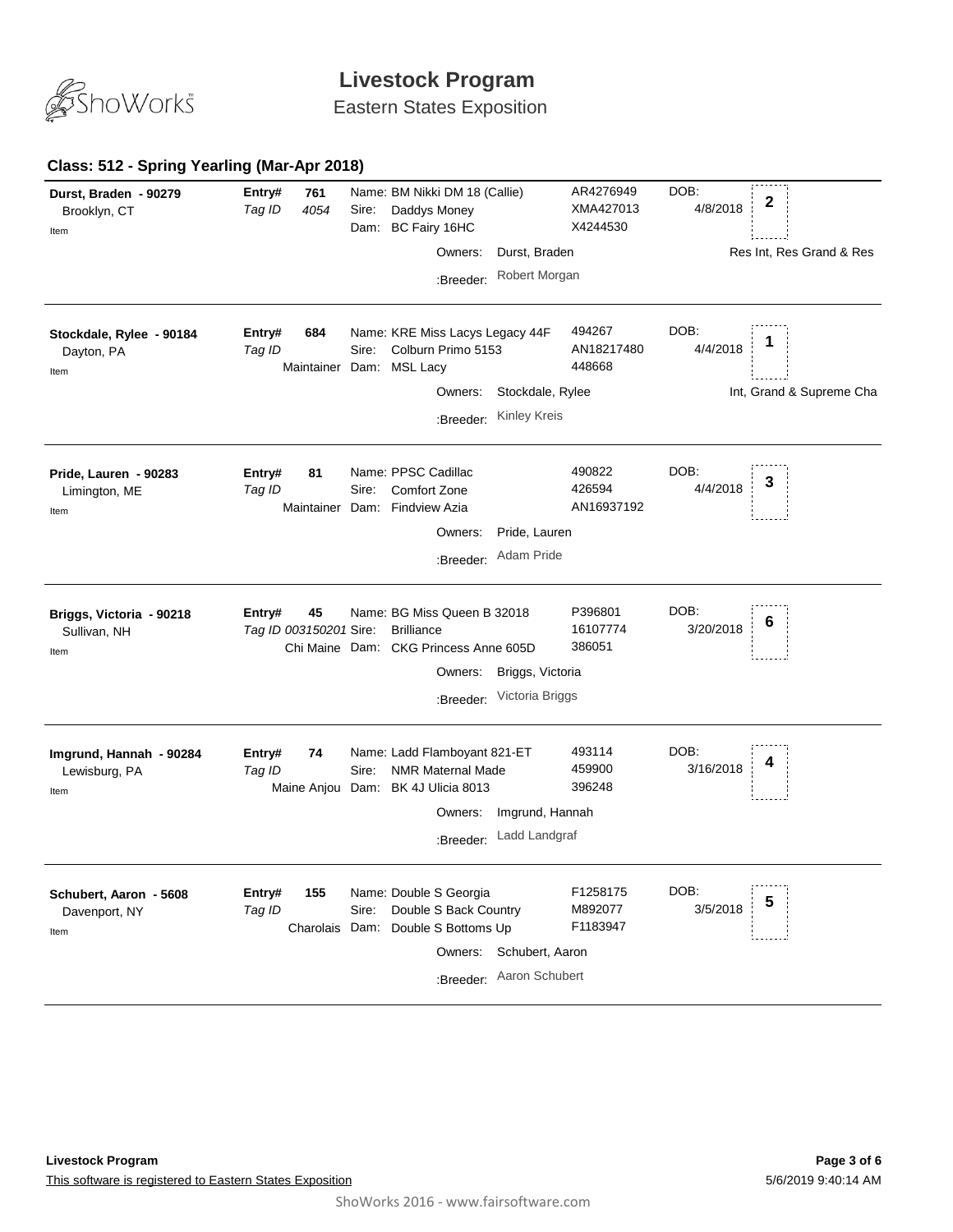# Livestock Program

Eastern States Exposition

### Class: 512 - Spring Yearling (Mar-Apr 2018)

| Exhibitor | Entry | Animal | Registration | DOB | Placing |
|---|---|---|---|---|---|
| **Durst, Braden - 90279**<br>Brooklyn, CT<br>Item | **Entry# 761**<br>*Tag ID* *4054* | Name: BM Nikki DM 18 (Callie)<br>Sire: Daddys Money<br>Dam: BC Fairy 16HC<br>Owners: Durst, Braden<br>:Breeder: Robert Morgan | AR4276949<br>XMA427013<br>X4244530 | 4/8/2018 | **2**<br>Res Int, Res Grand & Res |
| **Stockdale, Rylee - 90184**<br>Dayton, PA<br>Item | **Entry# 684**<br>*Tag ID*<br>Maintainer | Name: KRE Miss Lacys Legacy 44F<br>Sire: Colburn Primo 5153<br>Dam: MSL Lacy<br>Owners: Stockdale, Rylee<br>:Breeder: Kinley Kreis | 494267<br>AN18217480<br>448668 | 4/4/2018 | **1**<br>Int, Grand & Supreme Cha |
| **Pride, Lauren - 90283**<br>Limington, ME<br>Item | **Entry# 81**<br>*Tag ID*<br>Maintainer | Name: PPSC Cadillac<br>Sire: Comfort Zone<br>Dam: Findview Azia<br>Owners: Pride, Lauren<br>:Breeder: Adam Pride | 490822<br>426594<br>AN16937192 | 4/4/2018 | **3** |
| **Briggs, Victoria - 90218**<br>Sullivan, NH<br>Item | **Entry# 45**<br>*Tag ID 003150201*<br>Chi Maine | Name: BG Miss Queen B 32018<br>Sire: Brilliance<br>Dam: CKG Princess Anne 605D<br>Owners: Briggs, Victoria<br>:Breeder: Victoria Briggs | P396801<br>16107774<br>386051 | 3/20/2018 | **6** |
| **Imgrund, Hannah - 90284**<br>Lewisburg, PA<br>Item | **Entry# 74**<br>*Tag ID*<br>Maine Anjou | Name: Ladd Flamboyant 821-ET<br>Sire: NMR Maternal Made<br>Dam: BK 4J Ulicia 8013<br>Owners: Imgrund, Hannah<br>:Breeder: Ladd Landgraf | 493114<br>459900<br>396248 | 3/16/2018 | **4** |
| **Schubert, Aaron - 5608**<br>Davenport, NY<br>Item | **Entry# 155**<br>*Tag ID*<br>Charolais | Name: Double S Georgia<br>Sire: Double S Back Country<br>Dam: Double S Bottoms Up<br>Owners: Schubert, Aaron<br>:Breeder: Aaron Schubert | F1258175<br>M892077<br>F1183947 | 3/5/2018 | **5** |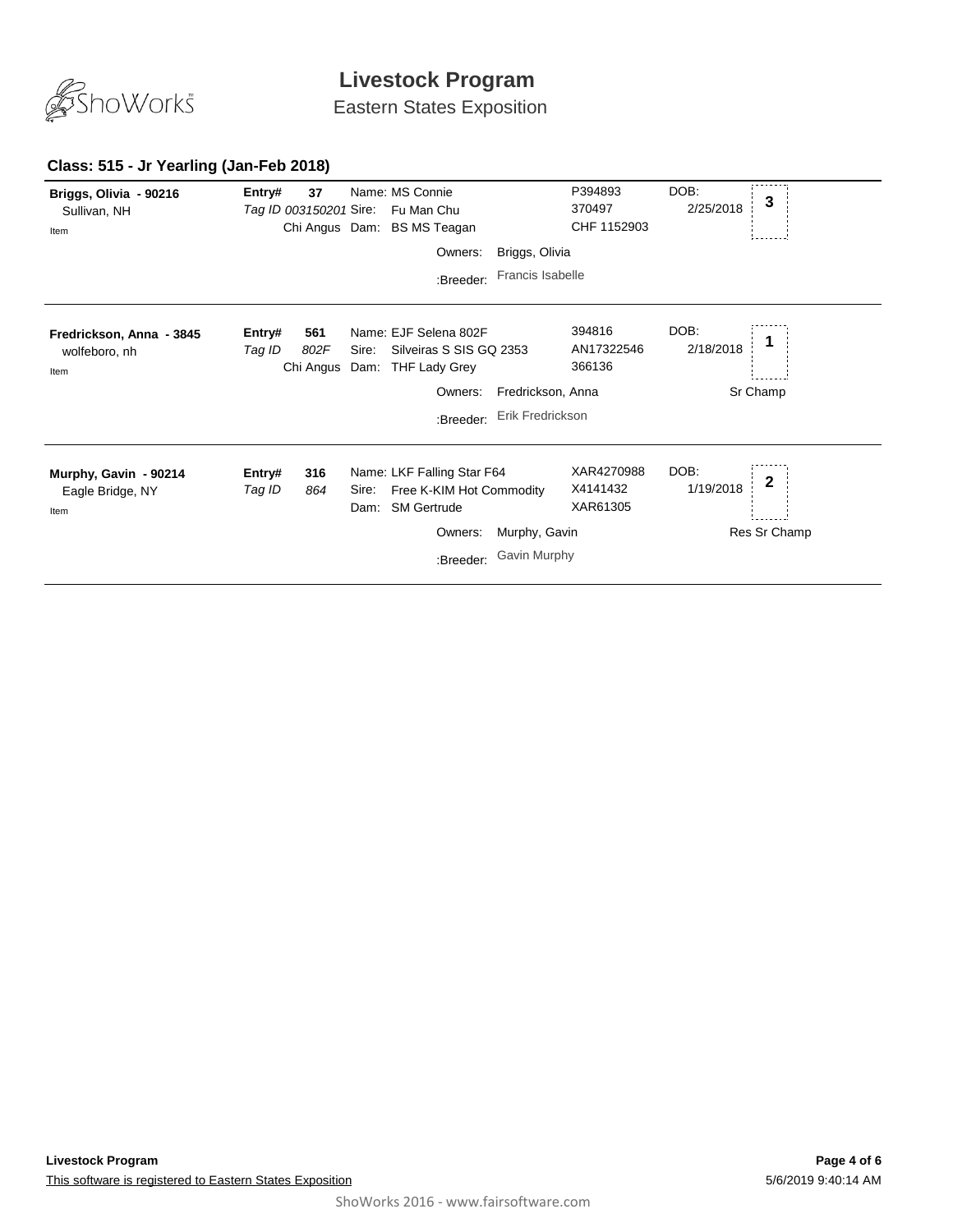# Livestock Program

Eastern States Exposition

### Class: 515 - Jr Yearling (Jan-Feb 2018)

| Exhibitor | Entry | Animal | Registration | DOB | Placing |
|---|---|---|---|---|---|
| **Briggs, Olivia - 90216**<br>Sullivan, NH<br>Item | **Entry# 37**<br>*Tag ID 003150201*<br>Chi Angus | Name: MS Connie<br>Sire: Fu Man Chu<br>Dam: BS MS Teagan<br>Owners: Briggs, Olivia<br>:Breeder: Francis Isabelle | P394893<br>370497<br>CHF 1152903 | DOB: 2/25/2018 | 3 |
| **Fredrickson, Anna - 3845**<br>wolfeboro, nh<br>Item | **Entry# 561**<br>*Tag ID 802F*<br>Chi Angus | Name: EJF Selena 802F<br>Sire: Silveiras S SIS GQ 2353<br>Dam: THF Lady Grey<br>Owners: Fredrickson, Anna<br>:Breeder: Erik Fredrickson | 394816<br>AN17322546<br>366136 | DOB: 2/18/2018 | 1<br>Sr Champ |
| **Murphy, Gavin - 90214**<br>Eagle Bridge, NY<br>Item | **Entry# 316**<br>*Tag ID 864* | Name: LKF Falling Star F64<br>Sire: Free K-KIM Hot Commodity<br>Dam: SM Gertrude<br>Owners: Murphy, Gavin<br>:Breeder: Gavin Murphy | XAR4270988<br>X4141432<br>XAR61305 | DOB: 1/19/2018 | 2<br>Res Sr Champ |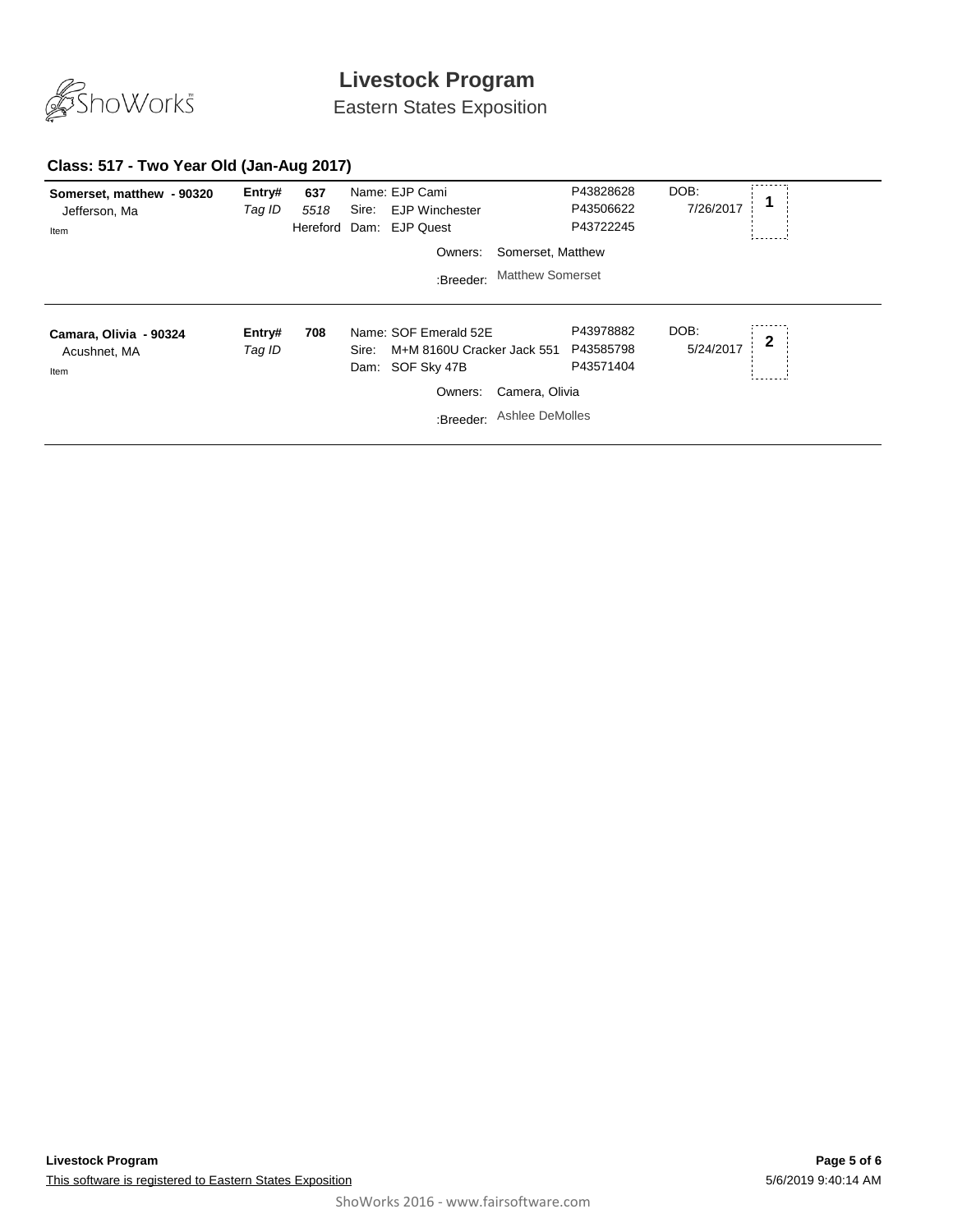# Livestock Program

Eastern States Exposition

## Class: 517 - Two Year Old (Jan-Aug 2017)

**Somerset, matthew - 90320**
Jefferson, Ma
Item

**Entry#** **637**
*Tag ID* *5518*
Hereford

Name: EJP Cami — P43828628
Sire: EJP Winchester — P43506622
Dam: EJP Quest — P43722245

DOB: 7/26/2017

**1**

Owners: Somerset, Matthew
:Breeder: Matthew Somerset

---

**Camara, Olivia - 90324**
Acushnet, MA
Item

**Entry#** **708**
*Tag ID*

Name: SOF Emerald 52E — P43978882
Sire: M+M 8160U Cracker Jack 551 — P43585798
Dam: SOF Sky 47B — P43571404

DOB: 5/24/2017

**2**

Owners: Camera, Olivia
:Breeder: Ashlee DeMolles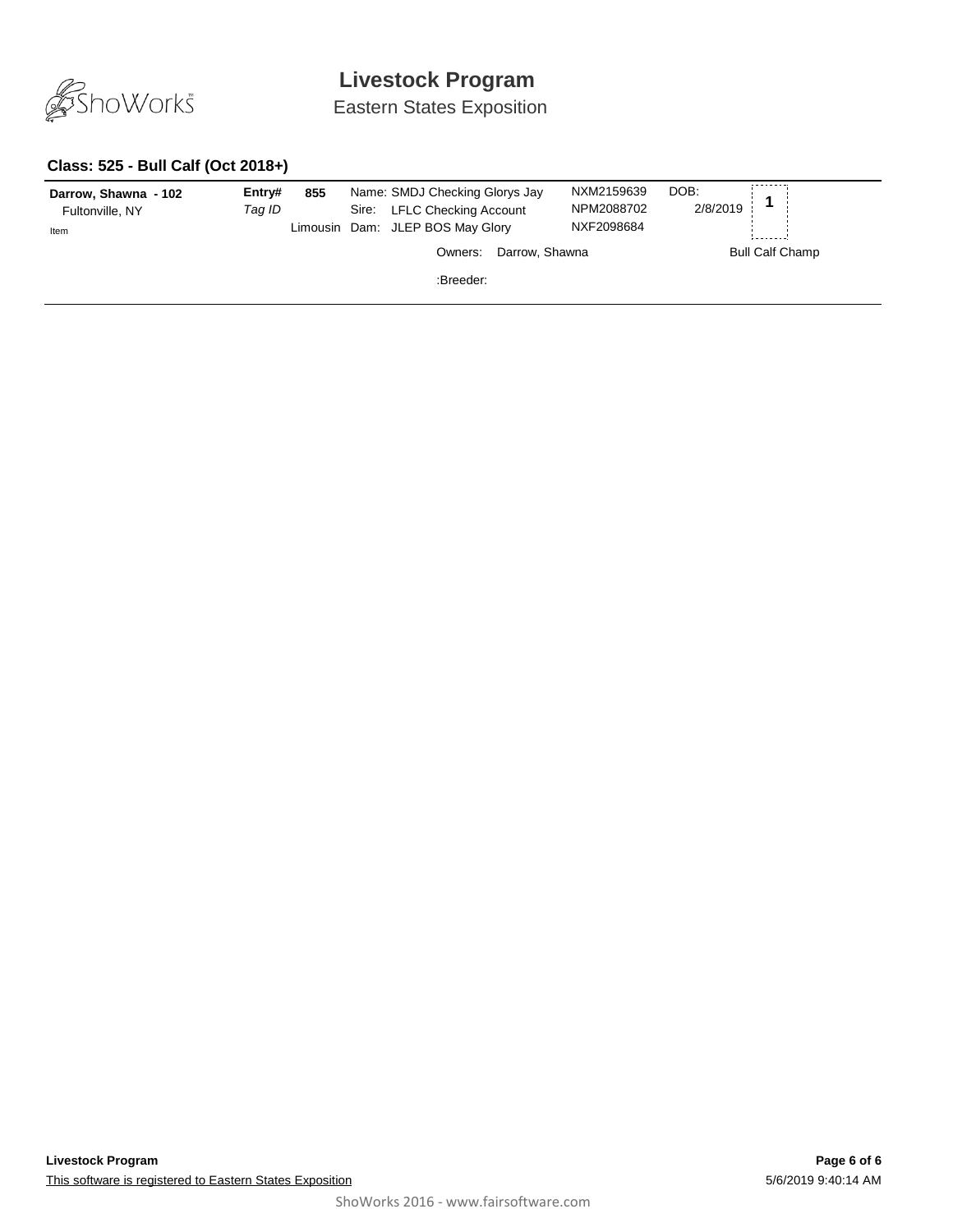# Livestock Program

Eastern States Exposition

### Class: 525 - Bull Calf (Oct 2018+)

| | | | | | | |
|---|---|---|---|---|---|---|
| **Darrow, Shawna - 102** | **Entry#** | **855** | Name: SMDJ Checking Glorys Jay | NXM2159639 | DOB: | **1** |
| Fultonville, NY | *Tag ID* | | Sire: LFLC Checking Account | NPM2088702 | 2/8/2019 | |
| Item | | Limousin | Dam: JLEP BOS May Glory | NXF2098684 | | |
| | | | Owners: Darrow, Shawna | | | Bull Calf Champ |
| | | | :Breeder: | | | |